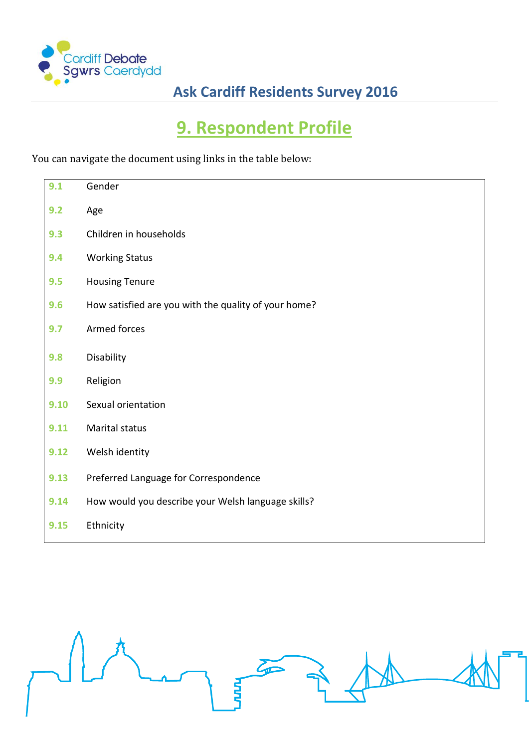# Ask Cardiff Residents Survey 2016

## 9. Respondent Profile

You can navigate the document using links in the table below:

| | |
|---|---|
| 9.1 | Gender |
| 9.2 | Age |
| 9.3 | Children in households |
| 9.4 | Working Status |
| 9.5 | Housing Tenure |
| 9.6 | How satisfied are you with the quality of your home? |
| 9.7 | Armed forces |
| 9.8 | Disability |
| 9.9 | Religion |
| 9.10 | Sexual orientation |
| 9.11 | Marital status |
| 9.12 | Welsh identity |
| 9.13 | Preferred Language for Correspondence |
| 9.14 | How would you describe your Welsh language skills? |
| 9.15 | Ethnicity |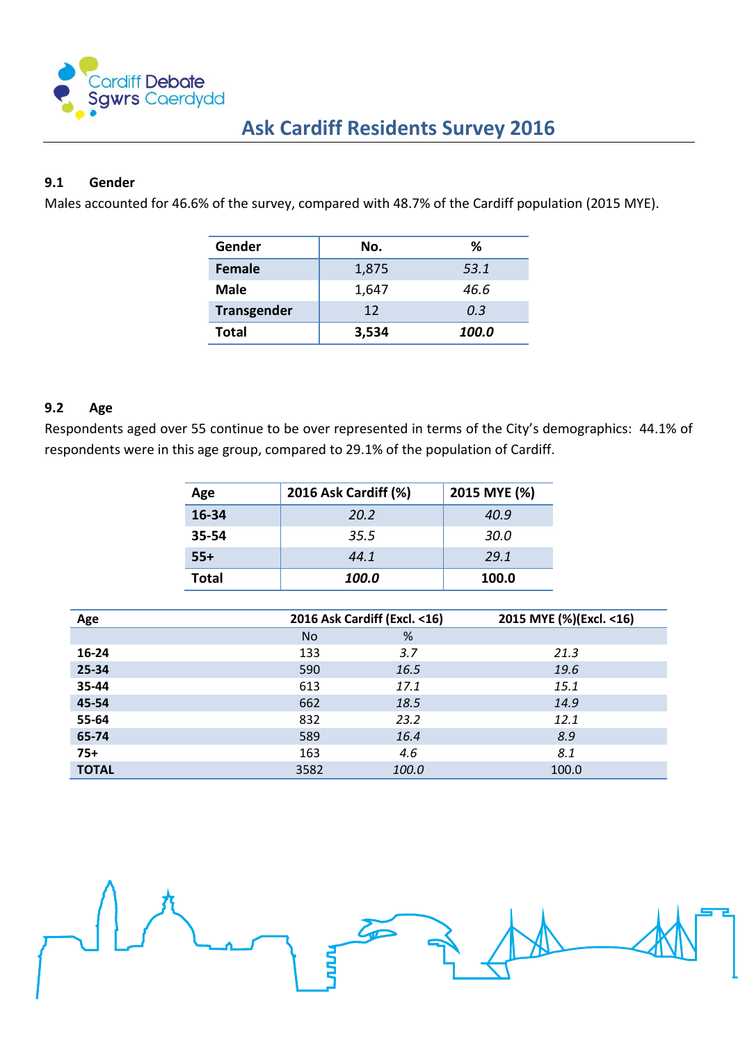## 9.1 Gender

Males accounted for 46.6% of the survey, compared with 48.7% of the Cardiff population (2015 MYE).

| Gender | No. | % |
|---|---|---|
| **Female** | 1,875 | *53.1* |
| **Male** | 1,647 | *46.6* |
| **Transgender** | 12 | *0.3* |
| **Total** | **3,534** | ***100.0*** |

## 9.2 Age

Respondents aged over 55 continue to be over represented in terms of the City's demographics: 44.1% of respondents were in this age group, compared to 29.1% of the population of Cardiff.

| Age | 2016 Ask Cardiff (%) | 2015 MYE (%) |
|---|---|---|
| **16-34** | *20.2* | *40.9* |
| **35-54** | *35.5* | *30.0* |
| **55+** | *44.1* | *29.1* |
| **Total** | ***100.0*** | **100.0** |

| Age | 2016 Ask Cardiff (Excl. <16) | | 2015 MYE (%)(Excl. <16) |
|---|---|---|---|
| | No | % | |
| **16-24** | 133 | *3.7* | *21.3* |
| **25-34** | 590 | *16.5* | *19.6* |
| **35-44** | 613 | *17.1* | *15.1* |
| **45-54** | 662 | *18.5* | *14.9* |
| **55-64** | 832 | *23.2* | *12.1* |
| **65-74** | 589 | *16.4* | *8.9* |
| **75+** | 163 | *4.6* | *8.1* |
| **TOTAL** | 3582 | *100.0* | 100.0 |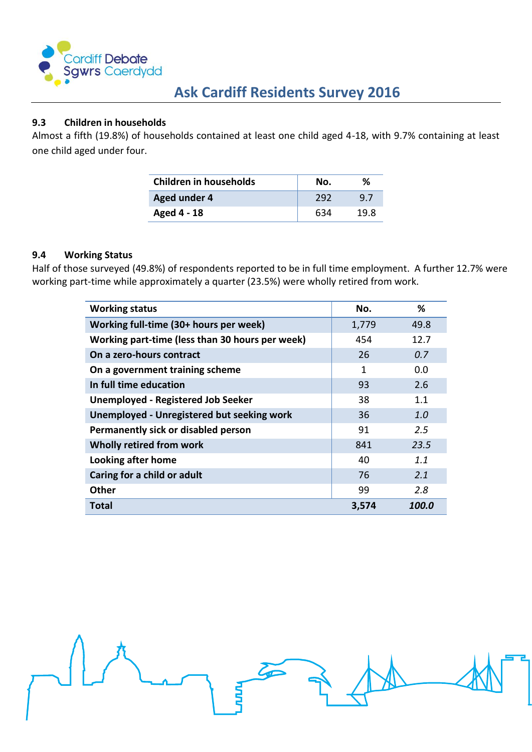### 9.3 Children in households

Almost a fifth (19.8%) of households contained at least one child aged 4-18, with 9.7% containing at least one child aged under four.

| Children in households | No. | % |
|---|---|---|
| **Aged under 4** | 292 | 9.7 |
| **Aged 4 - 18** | 634 | 19.8 |

### 9.4 Working Status

Half of those surveyed (49.8%) of respondents reported to be in full time employment. A further 12.7% were working part-time while approximately a quarter (23.5%) were wholly retired from work.

| Working status | No. | % |
|---|---|---|
| **Working full-time (30+ hours per week)** | 1,779 | 49.8 |
| **Working part-time (less than 30 hours per week)** | 454 | 12.7 |
| **On a zero-hours contract** | 26 | *0.7* |
| **On a government training scheme** | 1 | 0.0 |
| **In full time education** | 93 | 2.6 |
| **Unemployed - Registered Job Seeker** | 38 | 1.1 |
| **Unemployed - Unregistered but seeking work** | 36 | *1.0* |
| **Permanently sick or disabled person** | 91 | *2.5* |
| **Wholly retired from work** | 841 | *23.5* |
| **Looking after home** | 40 | *1.1* |
| **Caring for a child or adult** | 76 | *2.1* |
| **Other** | 99 | *2.8* |
| **Total** | **3,574** | ***100.0*** |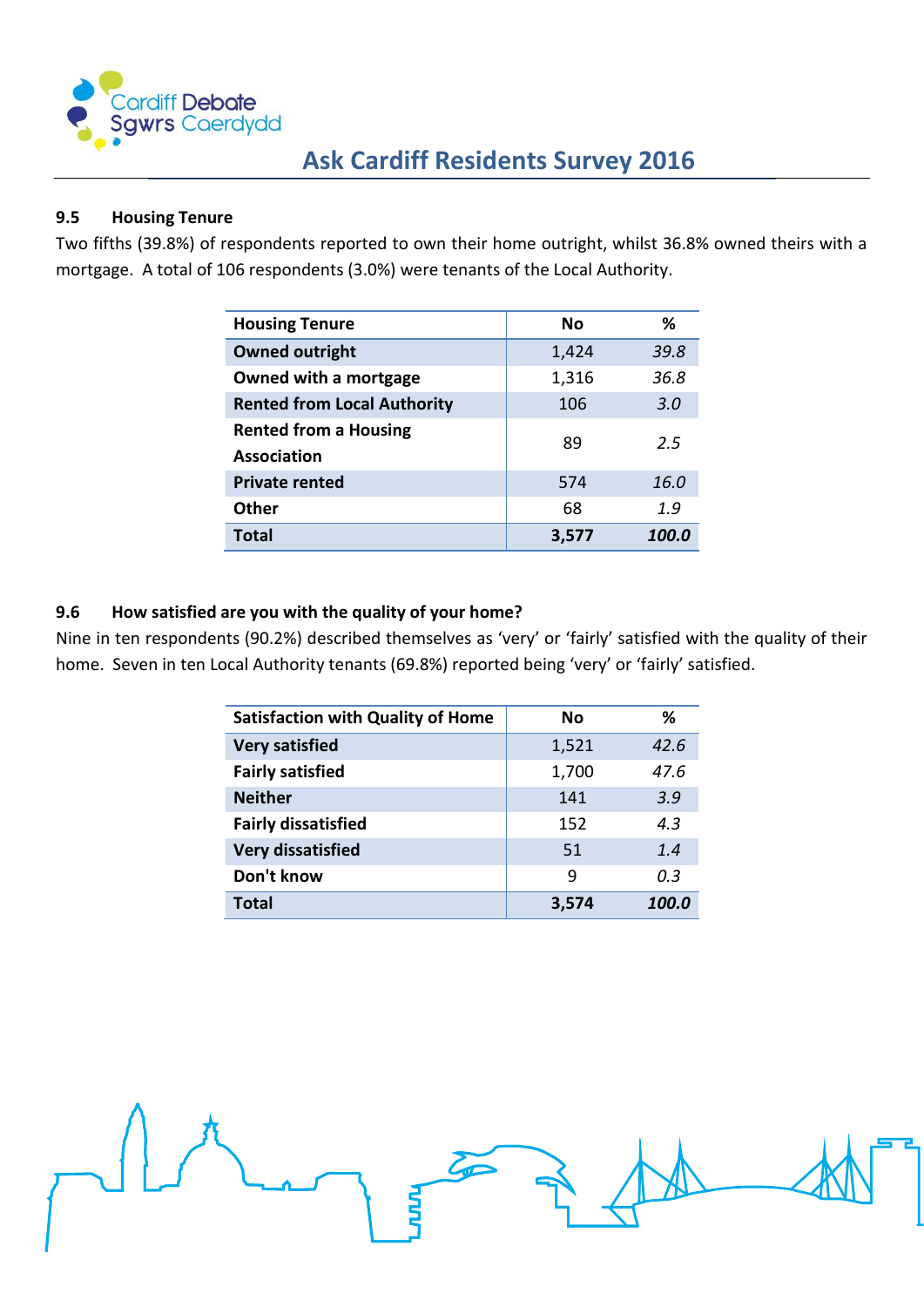### 9.5 Housing Tenure

Two fifths (39.8%) of respondents reported to own their home outright, whilst 36.8% owned theirs with a mortgage. A total of 106 respondents (3.0%) were tenants of the Local Authority.

| Housing Tenure | No | % |
|---|---|---|
| **Owned outright** | 1,424 | *39.8* |
| **Owned with a mortgage** | 1,316 | *36.8* |
| **Rented from Local Authority** | 106 | *3.0* |
| **Rented from a Housing Association** | 89 | *2.5* |
| **Private rented** | 574 | *16.0* |
| **Other** | 68 | *1.9* |
| **Total** | **3,577** | ***100.0*** |

### 9.6 How satisfied are you with the quality of your home?

Nine in ten respondents (90.2%) described themselves as 'very' or 'fairly' satisfied with the quality of their home. Seven in ten Local Authority tenants (69.8%) reported being 'very' or 'fairly' satisfied.

| Satisfaction with Quality of Home | No | % |
|---|---|---|
| **Very satisfied** | 1,521 | *42.6* |
| **Fairly satisfied** | 1,700 | *47.6* |
| **Neither** | 141 | *3.9* |
| **Fairly dissatisfied** | 152 | *4.3* |
| **Very dissatisfied** | 51 | *1.4* |
| **Don't know** | 9 | *0.3* |
| **Total** | **3,574** | ***100.0*** |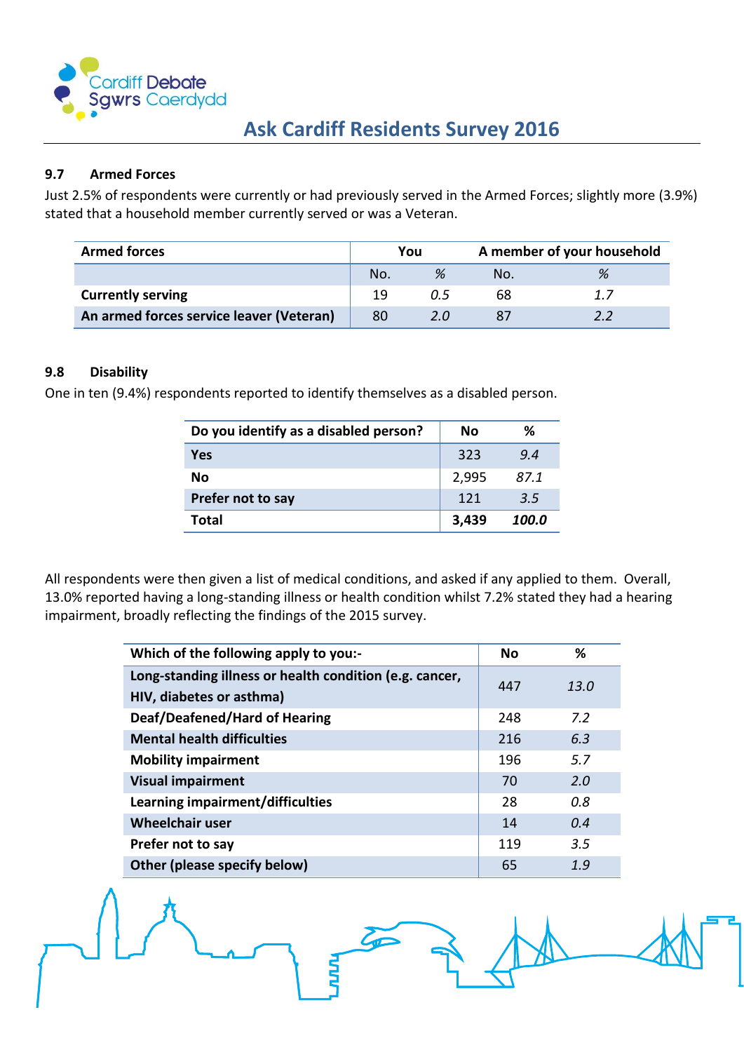### 9.7 Armed Forces

Just 2.5% of respondents were currently or had previously served in the Armed Forces; slightly more (3.9%) stated that a household member currently served or was a Veteran.

| Armed forces | You | | A member of your household | |
|---|---|---|---|---|
| | No. | % | No. | % |
| **Currently serving** | 19 | *0.5* | 68 | *1.7* |
| **An armed forces service leaver (Veteran)** | 80 | *2.0* | 87 | *2.2* |

### 9.8 Disability

One in ten (9.4%) respondents reported to identify themselves as a disabled person.

| Do you identify as a disabled person? | No | % |
|---|---|---|
| **Yes** | 323 | *9.4* |
| **No** | 2,995 | *87.1* |
| **Prefer not to say** | 121 | *3.5* |
| **Total** | **3,439** | ***100.0*** |

All respondents were then given a list of medical conditions, and asked if any applied to them. Overall, 13.0% reported having a long-standing illness or health condition whilst 7.2% stated they had a hearing impairment, broadly reflecting the findings of the 2015 survey.

| Which of the following apply to you:- | No | % |
|---|---|---|
| **Long-standing illness or health condition (e.g. cancer, HIV, diabetes or asthma)** | 447 | *13.0* |
| **Deaf/Deafened/Hard of Hearing** | 248 | *7.2* |
| **Mental health difficulties** | 216 | *6.3* |
| **Mobility impairment** | 196 | *5.7* |
| **Visual impairment** | 70 | *2.0* |
| **Learning impairment/difficulties** | 28 | *0.8* |
| **Wheelchair user** | 14 | *0.4* |
| **Prefer not to say** | 119 | *3.5* |
| **Other (please specify below)** | 65 | *1.9* |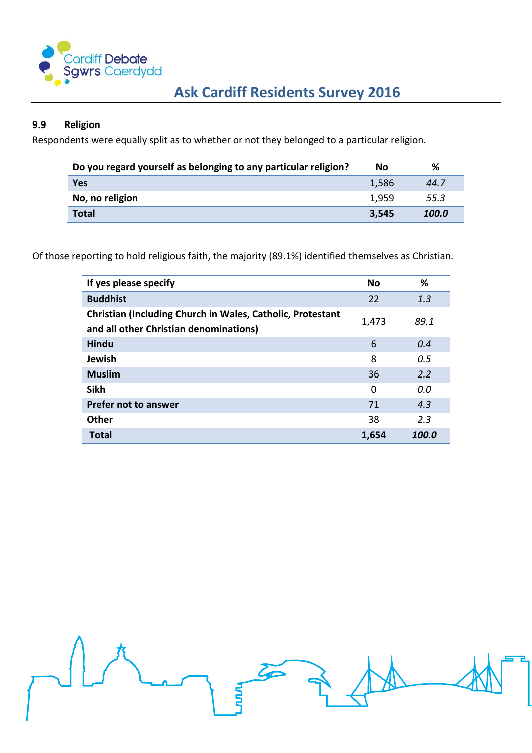### 9.9 Religion

Respondents were equally split as to whether or not they belonged to a particular religion.

| Do you regard yourself as belonging to any particular religion? | No | % |
|---|---|---|
| **Yes** | 1,586 | *44.7* |
| **No, no religion** | 1,959 | *55.3* |
| **Total** | **3,545** | ***100.0*** |

Of those reporting to hold religious faith, the majority (89.1%) identified themselves as Christian.

| If yes please specify | No | % |
|---|---|---|
| **Buddhist** | 22 | *1.3* |
| **Christian (Including Church in Wales, Catholic, Protestant and all other Christian denominations)** | 1,473 | *89.1* |
| **Hindu** | 6 | *0.4* |
| **Jewish** | 8 | *0.5* |
| **Muslim** | 36 | *2.2* |
| **Sikh** | 0 | *0.0* |
| **Prefer not to answer** | 71 | *4.3* |
| **Other** | 38 | *2.3* |
| **Total** | **1,654** | ***100.0*** |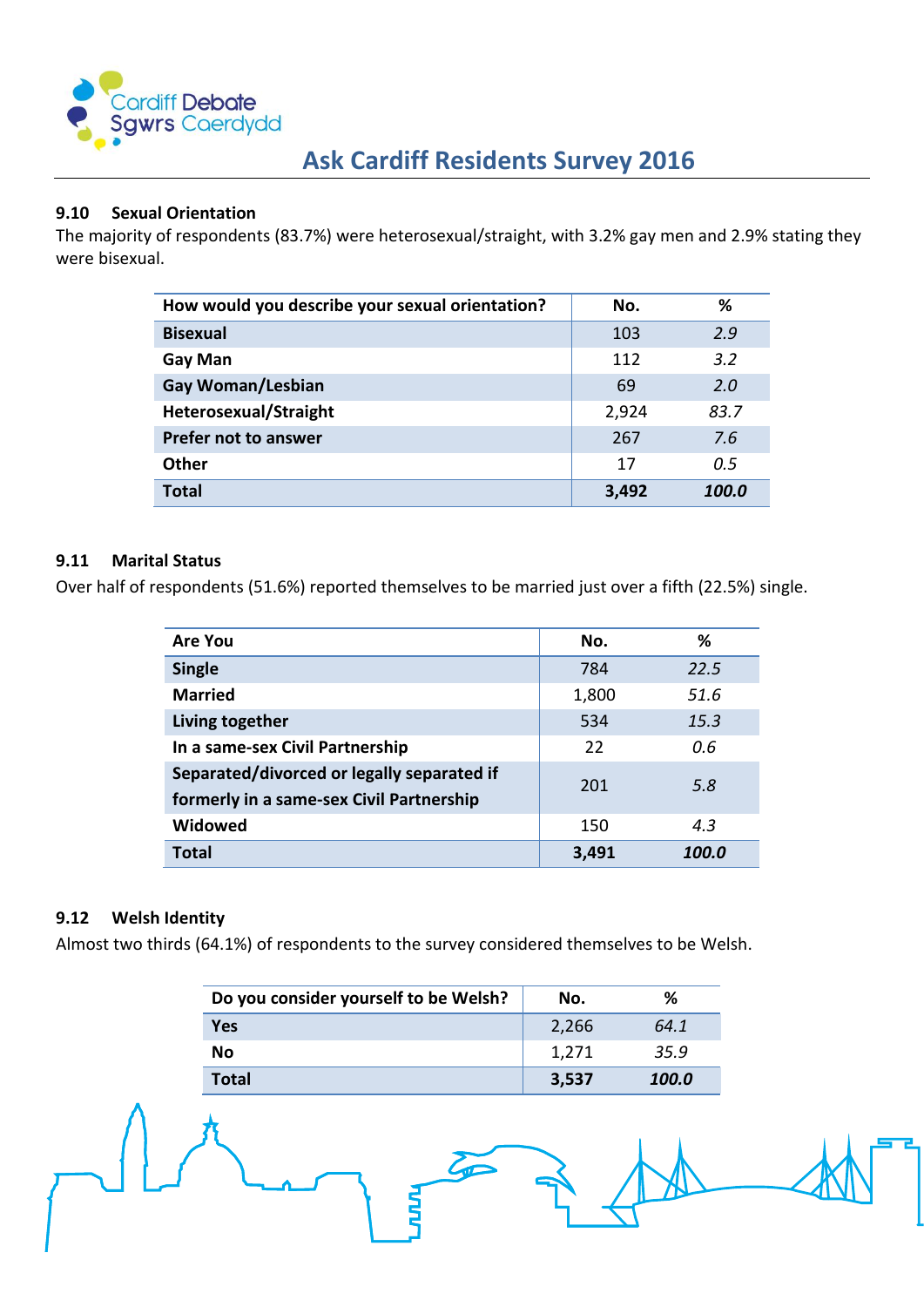### 9.10 Sexual Orientation

The majority of respondents (83.7%) were heterosexual/straight, with 3.2% gay men and 2.9% stating they were bisexual.

| How would you describe your sexual orientation? | No. | % |
|---|---|---|
| **Bisexual** | 103 | *2.9* |
| **Gay Man** | 112 | *3.2* |
| **Gay Woman/Lesbian** | 69 | *2.0* |
| **Heterosexual/Straight** | 2,924 | *83.7* |
| **Prefer not to answer** | 267 | *7.6* |
| **Other** | 17 | *0.5* |
| **Total** | **3,492** | ***100.0*** |

### 9.11 Marital Status

Over half of respondents (51.6%) reported themselves to be married just over a fifth (22.5%) single.

| Are You | No. | % |
|---|---|---|
| **Single** | 784 | *22.5* |
| **Married** | 1,800 | *51.6* |
| **Living together** | 534 | *15.3* |
| **In a same-sex Civil Partnership** | 22 | *0.6* |
| **Separated/divorced or legally separated if formerly in a same-sex Civil Partnership** | 201 | *5.8* |
| **Widowed** | 150 | *4.3* |
| **Total** | **3,491** | ***100.0*** |

### 9.12 Welsh Identity

Almost two thirds (64.1%) of respondents to the survey considered themselves to be Welsh.

| Do you consider yourself to be Welsh? | No. | % |
|---|---|---|
| **Yes** | 2,266 | *64.1* |
| **No** | 1,271 | *35.9* |
| **Total** | **3,537** | ***100.0*** |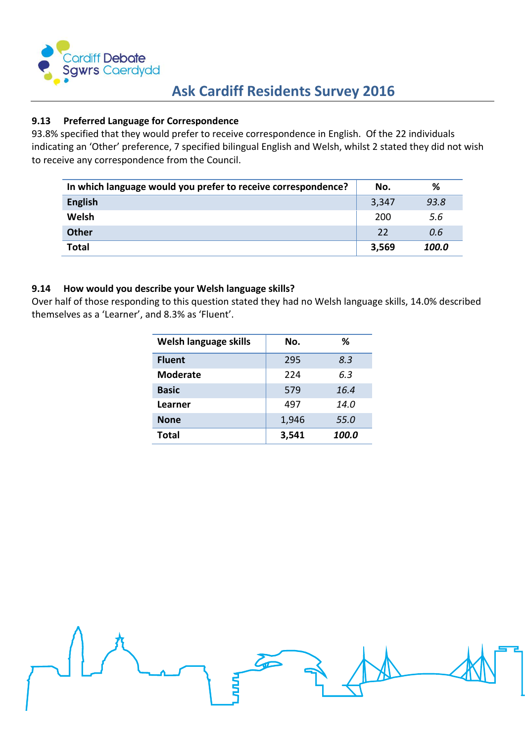### 9.13 Preferred Language for Correspondence

93.8% specified that they would prefer to receive correspondence in English. Of the 22 individuals indicating an 'Other' preference, 7 specified bilingual English and Welsh, whilst 2 stated they did not wish to receive any correspondence from the Council.

| In which language would you prefer to receive correspondence? | No. | % |
|---|---|---|
| **English** | 3,347 | *93.8* |
| **Welsh** | 200 | *5.6* |
| **Other** | 22 | *0.6* |
| **Total** | **3,569** | ***100.0*** |

### 9.14 How would you describe your Welsh language skills?

Over half of those responding to this question stated they had no Welsh language skills, 14.0% described themselves as a 'Learner', and 8.3% as 'Fluent'.

| Welsh language skills | No. | % |
|---|---|---|
| **Fluent** | 295 | *8.3* |
| **Moderate** | 224 | *6.3* |
| **Basic** | 579 | *16.4* |
| **Learner** | 497 | *14.0* |
| **None** | 1,946 | *55.0* |
| **Total** | **3,541** | ***100.0*** |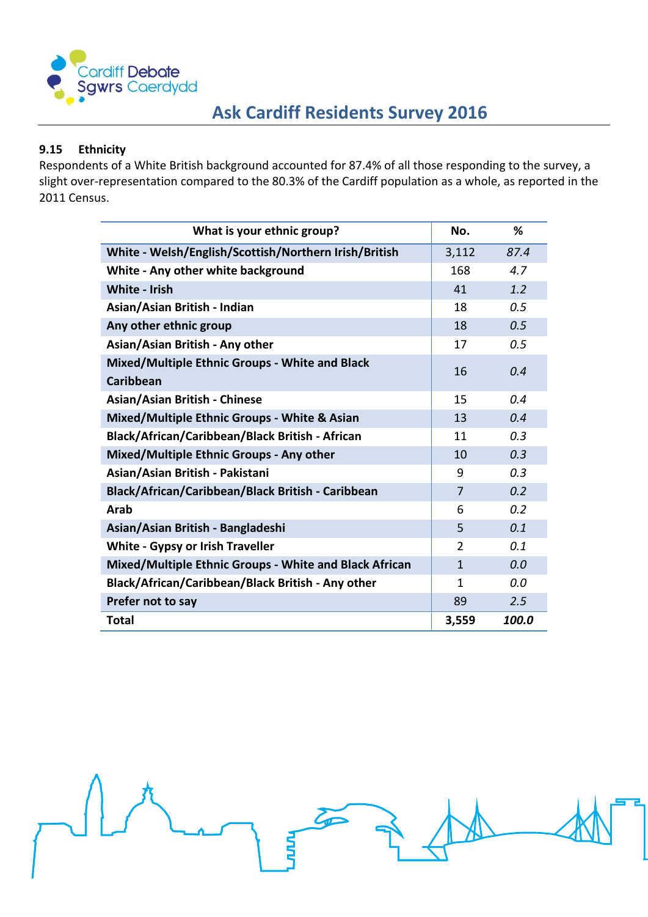### 9.15 Ethnicity

Respondents of a White British background accounted for 87.4% of all those responding to the survey, a slight over-representation compared to the 80.3% of the Cardiff population as a whole, as reported in the 2011 Census.

| What is your ethnic group? | No. | % |
|---|---|---|
| White - Welsh/English/Scottish/Northern Irish/British | 3,112 | 87.4 |
| White - Any other white background | 168 | 4.7 |
| White - Irish | 41 | 1.2 |
| Asian/Asian British - Indian | 18 | 0.5 |
| Any other ethnic group | 18 | 0.5 |
| Asian/Asian British - Any other | 17 | 0.5 |
| Mixed/Multiple Ethnic Groups - White and Black Caribbean | 16 | 0.4 |
| Asian/Asian British - Chinese | 15 | 0.4 |
| Mixed/Multiple Ethnic Groups - White & Asian | 13 | 0.4 |
| Black/African/Caribbean/Black British - African | 11 | 0.3 |
| Mixed/Multiple Ethnic Groups - Any other | 10 | 0.3 |
| Asian/Asian British - Pakistani | 9 | 0.3 |
| Black/African/Caribbean/Black British - Caribbean | 7 | 0.2 |
| Arab | 6 | 0.2 |
| Asian/Asian British - Bangladeshi | 5 | 0.1 |
| White - Gypsy or Irish Traveller | 2 | 0.1 |
| Mixed/Multiple Ethnic Groups - White and Black African | 1 | 0.0 |
| Black/African/Caribbean/Black British - Any other | 1 | 0.0 |
| Prefer not to say | 89 | 2.5 |
| **Total** | **3,559** | **100.0** |